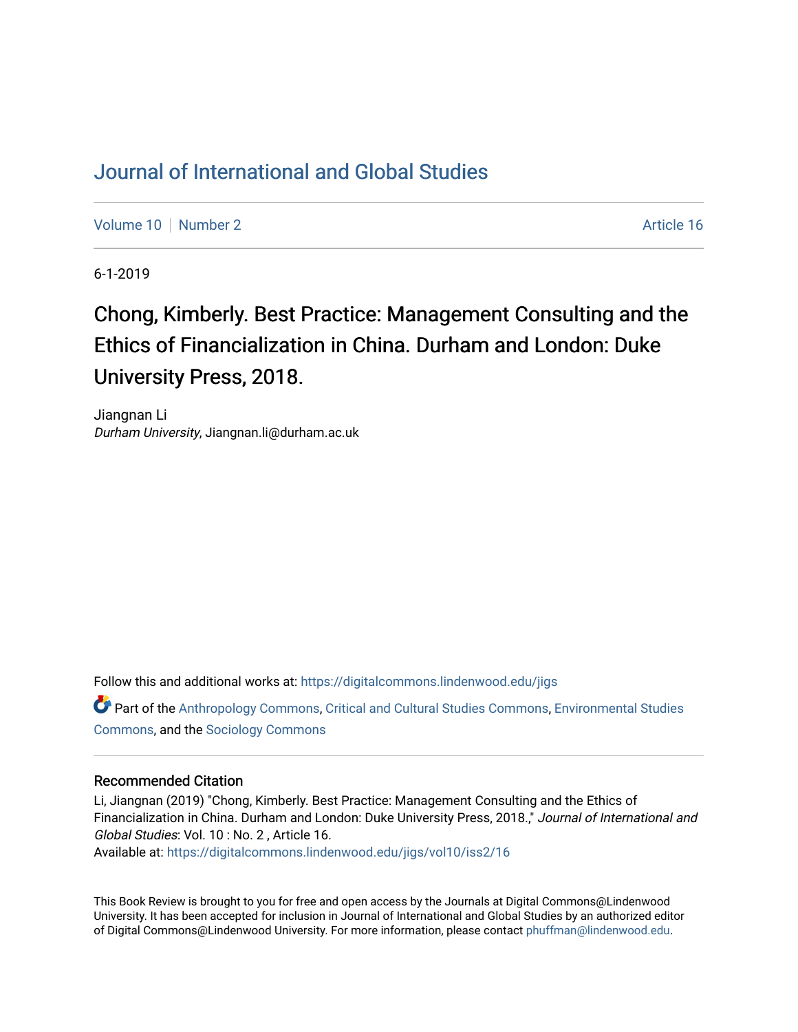# Journal of International and Global Studies

Volume 10 | Number 2 | Article 16

6-1-2019

## Chong, Kimberly. Best Practice: Management Consulting and the Ethics of Financialization in China. Durham and London: Duke University Press, 2018.

Jiangnan Li
*Durham University*, Jiangnan.li@durham.ac.uk

Follow this and additional works at: https://digitalcommons.lindenwood.edu/jigs

Part of the Anthropology Commons, Critical and Cultural Studies Commons, Environmental Studies Commons, and the Sociology Commons

### Recommended Citation

Li, Jiangnan (2019) "Chong, Kimberly. Best Practice: Management Consulting and the Ethics of Financialization in China. Durham and London: Duke University Press, 2018.," *Journal of International and Global Studies*: Vol. 10 : No. 2 , Article 16.
Available at: https://digitalcommons.lindenwood.edu/jigs/vol10/iss2/16

This Book Review is brought to you for free and open access by the Journals at Digital Commons@Lindenwood University. It has been accepted for inclusion in Journal of International and Global Studies by an authorized editor of Digital Commons@Lindenwood University. For more information, please contact phuffman@lindenwood.edu.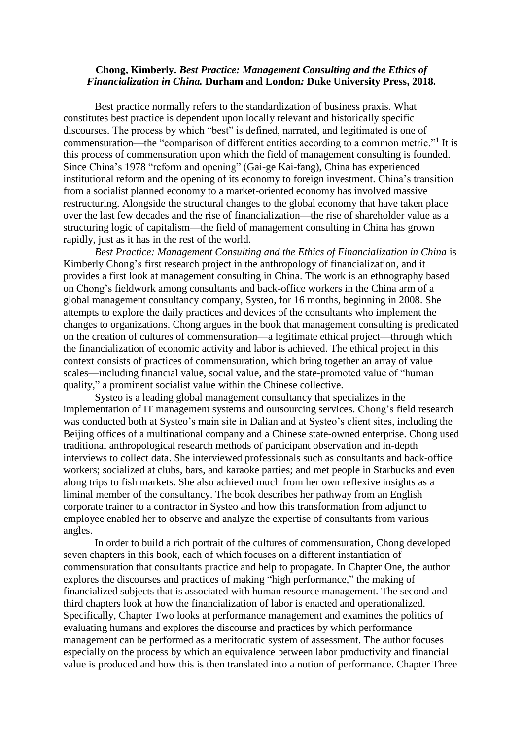**Chong, Kimberly. *Best Practice: Management Consulting and the Ethics of Financialization in China.* Durham and London*:* Duke University Press, 2018.**

Best practice normally refers to the standardization of business praxis. What constitutes best practice is dependent upon locally relevant and historically specific discourses. The process by which "best" is defined, narrated, and legitimated is one of commensuration—the "comparison of different entities according to a common metric."[1] It is this process of commensuration upon which the field of management consulting is founded. Since China's 1978 "reform and opening" (Gai-ge Kai-fang), China has experienced institutional reform and the opening of its economy to foreign investment. China's transition from a socialist planned economy to a market-oriented economy has involved massive restructuring. Alongside the structural changes to the global economy that have taken place over the last few decades and the rise of financialization—the rise of shareholder value as a structuring logic of capitalism—the field of management consulting in China has grown rapidly, just as it has in the rest of the world.

*Best Practice: Management Consulting and the Ethics of Financialization in China* is Kimberly Chong's first research project in the anthropology of financialization, and it provides a first look at management consulting in China. The work is an ethnography based on Chong's fieldwork among consultants and back-office workers in the China arm of a global management consultancy company, Systeo, for 16 months, beginning in 2008. She attempts to explore the daily practices and devices of the consultants who implement the changes to organizations. Chong argues in the book that management consulting is predicated on the creation of cultures of commensuration—a legitimate ethical project—through which the financialization of economic activity and labor is achieved. The ethical project in this context consists of practices of commensuration, which bring together an array of value scales—including financial value, social value, and the state-promoted value of "human quality," a prominent socialist value within the Chinese collective.

Systeo is a leading global management consultancy that specializes in the implementation of IT management systems and outsourcing services. Chong's field research was conducted both at Systeo's main site in Dalian and at Systeo's client sites, including the Beijing offices of a multinational company and a Chinese state-owned enterprise. Chong used traditional anthropological research methods of participant observation and in-depth interviews to collect data. She interviewed professionals such as consultants and back-office workers; socialized at clubs, bars, and karaoke parties; and met people in Starbucks and even along trips to fish markets. She also achieved much from her own reflexive insights as a liminal member of the consultancy. The book describes her pathway from an English corporate trainer to a contractor in Systeo and how this transformation from adjunct to employee enabled her to observe and analyze the expertise of consultants from various angles.

In order to build a rich portrait of the cultures of commensuration, Chong developed seven chapters in this book, each of which focuses on a different instantiation of commensuration that consultants practice and help to propagate. In Chapter One, the author explores the discourses and practices of making "high performance," the making of financialized subjects that is associated with human resource management. The second and third chapters look at how the financialization of labor is enacted and operationalized. Specifically, Chapter Two looks at performance management and examines the politics of evaluating humans and explores the discourse and practices by which performance management can be performed as a meritocratic system of assessment. The author focuses especially on the process by which an equivalence between labor productivity and financial value is produced and how this is then translated into a notion of performance. Chapter Three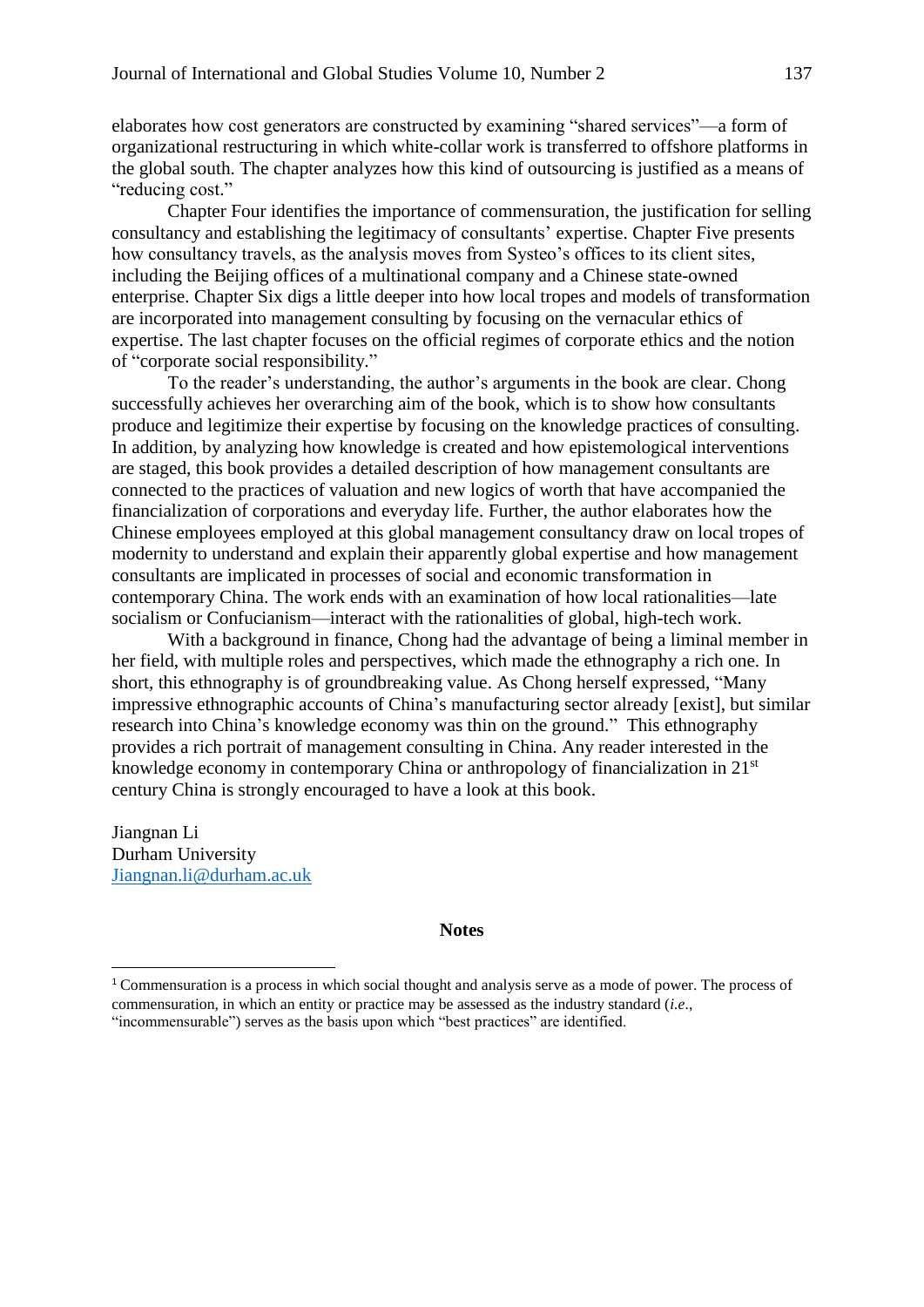elaborates how cost generators are constructed by examining "shared services"—a form of organizational restructuring in which white-collar work is transferred to offshore platforms in the global south. The chapter analyzes how this kind of outsourcing is justified as a means of "reducing cost."

Chapter Four identifies the importance of commensuration, the justification for selling consultancy and establishing the legitimacy of consultants' expertise. Chapter Five presents how consultancy travels, as the analysis moves from Systeo's offices to its client sites, including the Beijing offices of a multinational company and a Chinese state-owned enterprise. Chapter Six digs a little deeper into how local tropes and models of transformation are incorporated into management consulting by focusing on the vernacular ethics of expertise. The last chapter focuses on the official regimes of corporate ethics and the notion of "corporate social responsibility."

To the reader's understanding, the author's arguments in the book are clear. Chong successfully achieves her overarching aim of the book, which is to show how consultants produce and legitimize their expertise by focusing on the knowledge practices of consulting. In addition, by analyzing how knowledge is created and how epistemological interventions are staged, this book provides a detailed description of how management consultants are connected to the practices of valuation and new logics of worth that have accompanied the financialization of corporations and everyday life. Further, the author elaborates how the Chinese employees employed at this global management consultancy draw on local tropes of modernity to understand and explain their apparently global expertise and how management consultants are implicated in processes of social and economic transformation in contemporary China. The work ends with an examination of how local rationalities—late socialism or Confucianism—interact with the rationalities of global, high-tech work.

With a background in finance, Chong had the advantage of being a liminal member in her field, with multiple roles and perspectives, which made the ethnography a rich one. In short, this ethnography is of groundbreaking value. As Chong herself expressed, "Many impressive ethnographic accounts of China's manufacturing sector already [exist], but similar research into China's knowledge economy was thin on the ground." This ethnography provides a rich portrait of management consulting in China. Any reader interested in the knowledge economy in contemporary China or anthropology of financialization in 21st century China is strongly encouraged to have a look at this book.

Jiangnan Li
Durham University
Jiangnan.li@durham.ac.uk

**Notes**

[1] Commensuration is a process in which social thought and analysis serve as a mode of power. The process of commensuration, in which an entity or practice may be assessed as the industry standard (*i.e.*, "incommensurable") serves as the basis upon which "best practices" are identified.